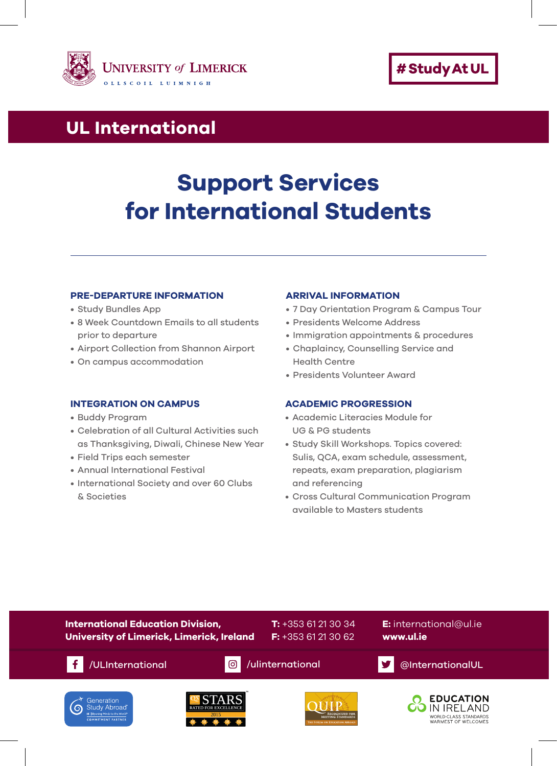UNIVERSITY of LIMERICK

OLLSCOIL LUIMNIGH

#StudyAtUL

## UL International

# Support Services for International Students

### PRE-DEPARTURE INFORMATION

- Study Bundles App
- 8 Week Countdown Emails to all students prior to departure
- Airport Collection from Shannon Airport
- On campus accommodation

### ARRIVAL INFORMATION

- 7 Day Orientation Program & Campus Tour
- Presidents Welcome Address
- Immigration appointments & procedures
- Chaplaincy, Counselling Service and Health Centre
- Presidents Volunteer Award

### INTEGRATION ON CAMPUS

- Buddy Program
- Celebration of all Cultural Activities such as Thanksgiving, Diwali, Chinese New Year
- Field Trips each semester
- Annual International Festival
- International Society and over 60 Clubs & Societies

### ACADEMIC PROGRESSION

- Academic Literacies Module for UG & PG students
- Study Skill Workshops. Topics covered: Sulis, QCA, exam schedule, assessment, repeats, exam preparation, plagiarism and referencing
- Cross Cultural Communication Program available to Masters students

**International Education Division,**
**University of Limerick, Limerick, Ireland**

**T:** +353 61 21 30 34
**F:** +353 61 21 30 62

**E:** international@ul.ie
**www.ul.ie**

/ULInternational

/ulinternational

@InternationalUL

Generation Study Abroad COMMITMENT PARTNER

QS STARS RATED FOR EXCELLENCE 2015

QUIP RECOGNIZED FOR MEETING STANDARDS

EDUCATION IN IRELAND WORLD-CLASS STANDARDS WARMEST OF WELCOMES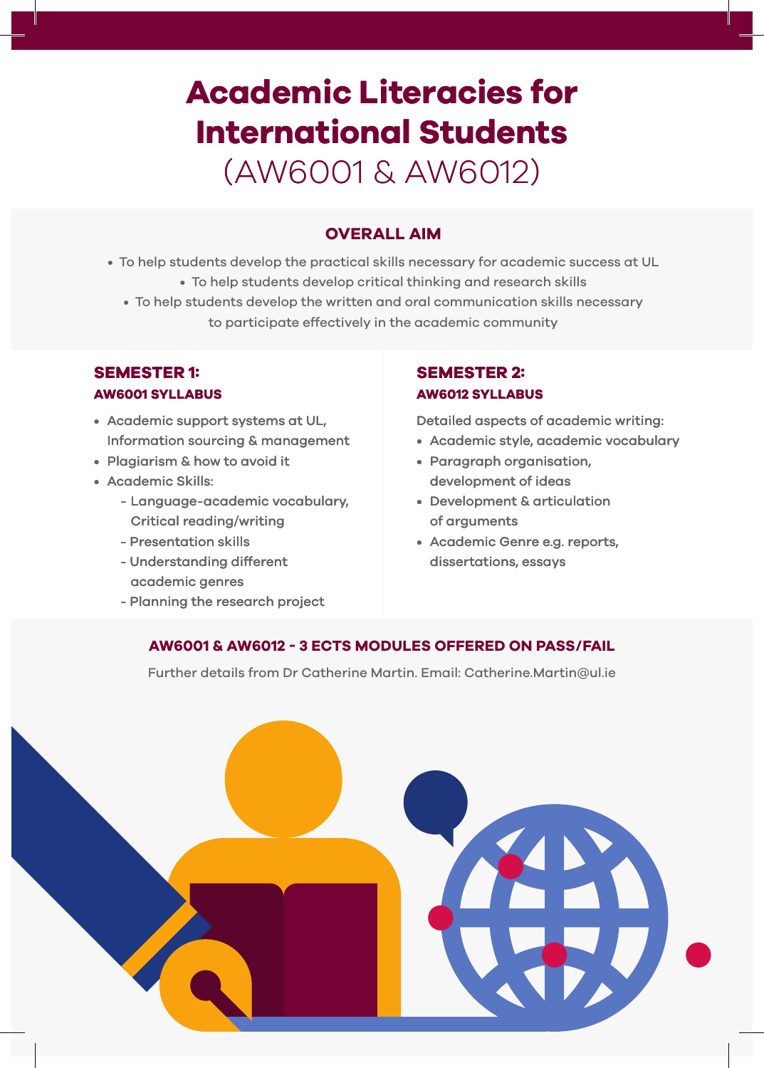# Academic Literacies for International Students

(AW6001 & AW6012)

## OVERALL AIM

- To help students develop the practical skills necessary for academic success at UL
- To help students develop critical thinking and research skills
- To help students develop the written and oral communication skills necessary to participate effectively in the academic community

## SEMESTER 1:

### AW6001 SYLLABUS

- Academic support systems at UL, Information sourcing & management
- Plagiarism & how to avoid it
- Academic Skills:
  - Language-academic vocabulary, Critical reading/writing
  - Presentation skills
  - Understanding different academic genres
  - Planning the research project

## SEMESTER 2:

### AW6012 SYLLABUS

Detailed aspects of academic writing:

- Academic style, academic vocabulary
- Paragraph organisation, development of ideas
- Development & articulation of arguments
- Academic Genre e.g. reports, dissertations, essays

**AW6001 & AW6012 - 3 ECTS MODULES OFFERED ON PASS/FAIL**

Further details from Dr Catherine Martin. Email: Catherine.Martin@ul.ie